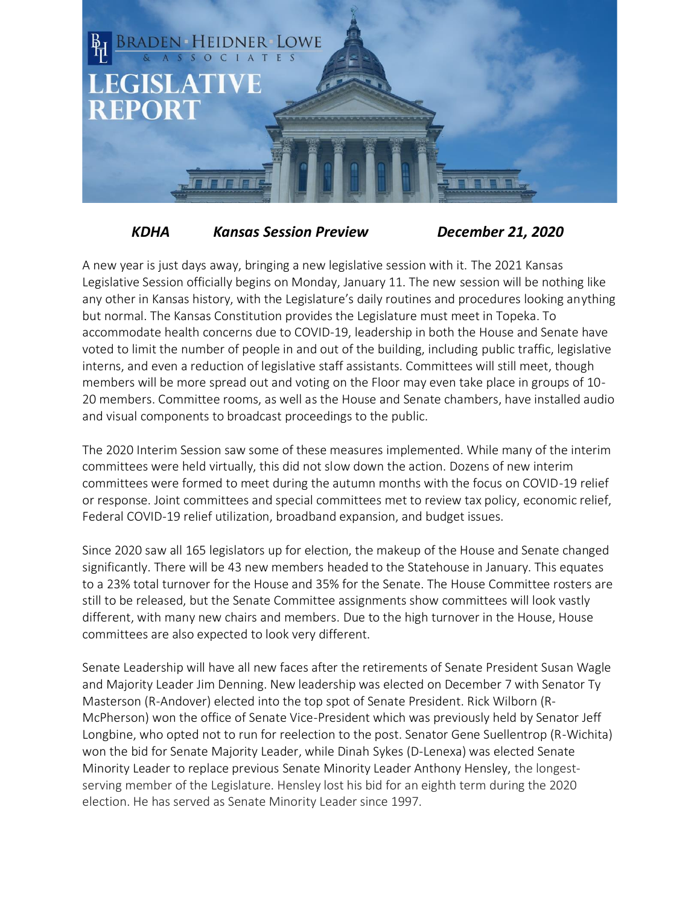# BRADEN · HEIDNER · LOWE & ASSOCIATES

# LEGISLATIVE REPORT

***KDHA*** ***Kansas Session Preview*** ***December 21, 2020***

A new year is just days away, bringing a new legislative session with it. The 2021 Kansas Legislative Session officially begins on Monday, January 11. The new session will be nothing like any other in Kansas history, with the Legislature's daily routines and procedures looking anything but normal. The Kansas Constitution provides the Legislature must meet in Topeka. To accommodate health concerns due to COVID-19, leadership in both the House and Senate have voted to limit the number of people in and out of the building, including public traffic, legislative interns, and even a reduction of legislative staff assistants. Committees will still meet, though members will be more spread out and voting on the Floor may even take place in groups of 10-20 members. Committee rooms, as well as the House and Senate chambers, have installed audio and visual components to broadcast proceedings to the public.

The 2020 Interim Session saw some of these measures implemented. While many of the interim committees were held virtually, this did not slow down the action. Dozens of new interim committees were formed to meet during the autumn months with the focus on COVID-19 relief or response. Joint committees and special committees met to review tax policy, economic relief, Federal COVID-19 relief utilization, broadband expansion, and budget issues.

Since 2020 saw all 165 legislators up for election, the makeup of the House and Senate changed significantly. There will be 43 new members headed to the Statehouse in January. This equates to a 23% total turnover for the House and 35% for the Senate. The House Committee rosters are still to be released, but the Senate Committee assignments show committees will look vastly different, with many new chairs and members. Due to the high turnover in the House, House committees are also expected to look very different.

Senate Leadership will have all new faces after the retirements of Senate President Susan Wagle and Majority Leader Jim Denning. New leadership was elected on December 7 with Senator Ty Masterson (R-Andover) elected into the top spot of Senate President. Rick Wilborn (R-McPherson) won the office of Senate Vice-President which was previously held by Senator Jeff Longbine, who opted not to run for reelection to the post. Senator Gene Suellentrop (R-Wichita) won the bid for Senate Majority Leader, while Dinah Sykes (D-Lenexa) was elected Senate Minority Leader to replace previous Senate Minority Leader Anthony Hensley, the longest-serving member of the Legislature. Hensley lost his bid for an eighth term during the 2020 election. He has served as Senate Minority Leader since 1997.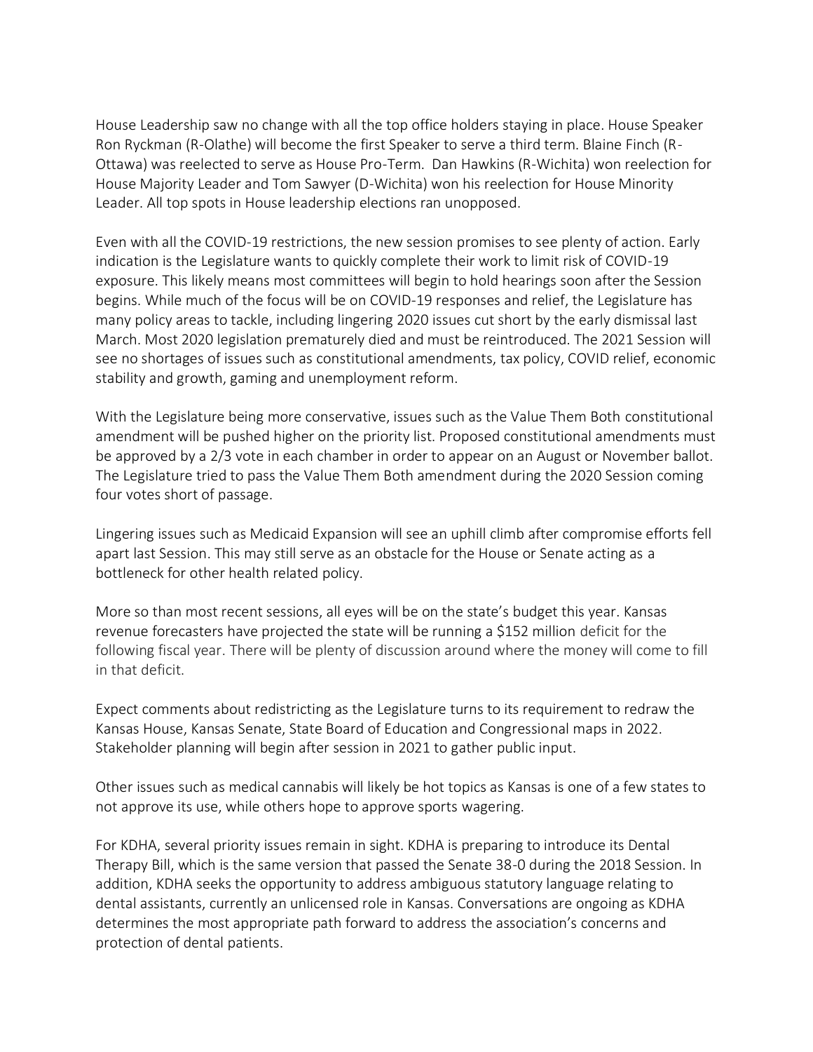House Leadership saw no change with all the top office holders staying in place. House Speaker Ron Ryckman (R-Olathe) will become the first Speaker to serve a third term. Blaine Finch (R-Ottawa) was reelected to serve as House Pro-Term. Dan Hawkins (R-Wichita) won reelection for House Majority Leader and Tom Sawyer (D-Wichita) won his reelection for House Minority Leader. All top spots in House leadership elections ran unopposed.

Even with all the COVID-19 restrictions, the new session promises to see plenty of action. Early indication is the Legislature wants to quickly complete their work to limit risk of COVID-19 exposure. This likely means most committees will begin to hold hearings soon after the Session begins. While much of the focus will be on COVID-19 responses and relief, the Legislature has many policy areas to tackle, including lingering 2020 issues cut short by the early dismissal last March. Most 2020 legislation prematurely died and must be reintroduced. The 2021 Session will see no shortages of issues such as constitutional amendments, tax policy, COVID relief, economic stability and growth, gaming and unemployment reform.

With the Legislature being more conservative, issues such as the Value Them Both constitutional amendment will be pushed higher on the priority list. Proposed constitutional amendments must be approved by a 2/3 vote in each chamber in order to appear on an August or November ballot. The Legislature tried to pass the Value Them Both amendment during the 2020 Session coming four votes short of passage.

Lingering issues such as Medicaid Expansion will see an uphill climb after compromise efforts fell apart last Session. This may still serve as an obstacle for the House or Senate acting as a bottleneck for other health related policy.

More so than most recent sessions, all eyes will be on the state's budget this year. Kansas revenue forecasters have projected the state will be running a $152 million deficit for the following fiscal year. There will be plenty of discussion around where the money will come to fill in that deficit.

Expect comments about redistricting as the Legislature turns to its requirement to redraw the Kansas House, Kansas Senate, State Board of Education and Congressional maps in 2022. Stakeholder planning will begin after session in 2021 to gather public input.

Other issues such as medical cannabis will likely be hot topics as Kansas is one of a few states to not approve its use, while others hope to approve sports wagering.

For KDHA, several priority issues remain in sight. KDHA is preparing to introduce its Dental Therapy Bill, which is the same version that passed the Senate 38-0 during the 2018 Session. In addition, KDHA seeks the opportunity to address ambiguous statutory language relating to dental assistants, currently an unlicensed role in Kansas. Conversations are ongoing as KDHA determines the most appropriate path forward to address the association's concerns and protection of dental patients.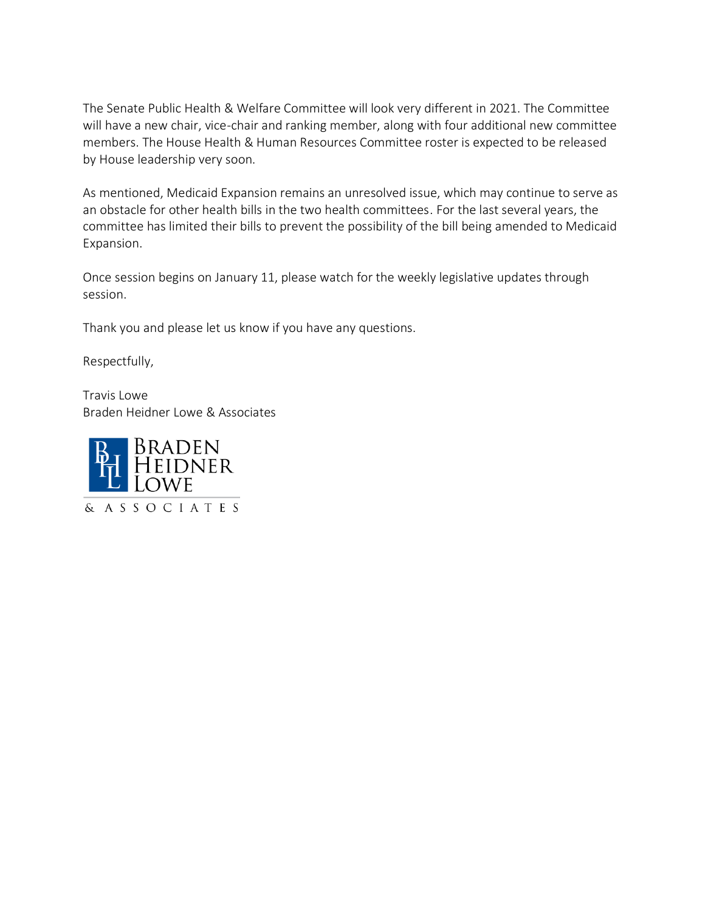The Senate Public Health & Welfare Committee will look very different in 2021. The Committee will have a new chair, vice-chair and ranking member, along with four additional new committee members. The House Health & Human Resources Committee roster is expected to be released by House leadership very soon.

As mentioned, Medicaid Expansion remains an unresolved issue, which may continue to serve as an obstacle for other health bills in the two health committees. For the last several years, the committee has limited their bills to prevent the possibility of the bill being amended to Medicaid Expansion.

Once session begins on January 11, please watch for the weekly legislative updates through session.

Thank you and please let us know if you have any questions.

Respectfully,

Travis Lowe
Braden Heidner Lowe & Associates

BRADEN HEIDNER LOWE
& ASSOCIATES